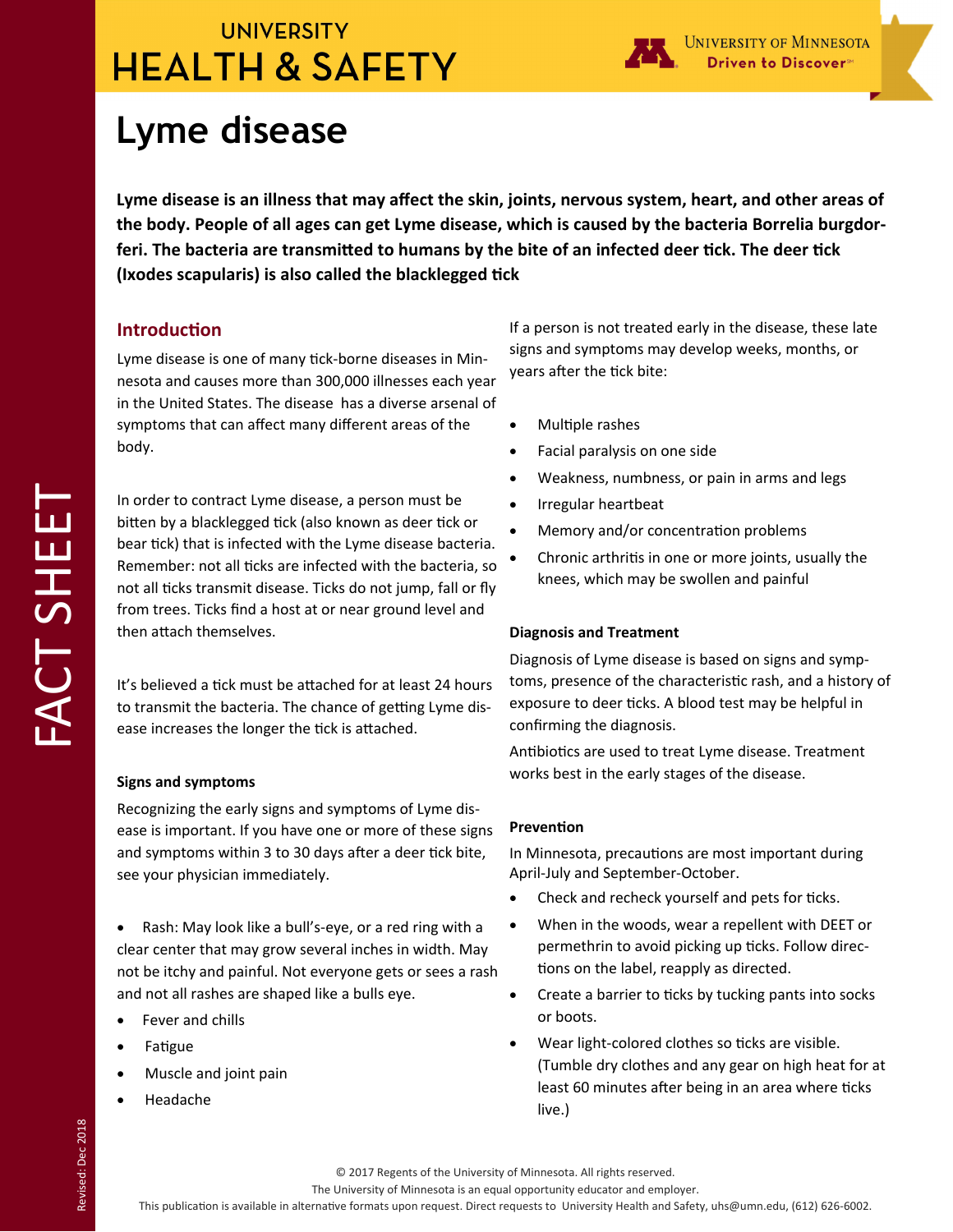# Lyme disease

**Lyme disease is an illness that may affect the skin, joints, nervous system, heart, and other areas of the body. People of all ages can get Lyme disease, which is caused by the bacteria Borrelia burgdorferi. The bacteria are transmitted to humans by the bite of an infected deer tick. The deer tick (Ixodes scapularis) is also called the blacklegged tick**

## Introduction

Lyme disease is one of many tick-borne diseases in Minnesota and causes more than 300,000 illnesses each year in the United States. The disease has a diverse arsenal of symptoms that can affect many different areas of the body.

In order to contract Lyme disease, a person must be bitten by a blacklegged tick (also known as deer tick or bear tick) that is infected with the Lyme disease bacteria. Remember: not all ticks are infected with the bacteria, so not all ticks transmit disease. Ticks do not jump, fall or fly from trees. Ticks find a host at or near ground level and then attach themselves.

It's believed a tick must be attached for at least 24 hours to transmit the bacteria. The chance of getting Lyme disease increases the longer the tick is attached.

### Signs and symptoms

Recognizing the early signs and symptoms of Lyme disease is important. If you have one or more of these signs and symptoms within 3 to 30 days after a deer tick bite, see your physician immediately.

- Rash: May look like a bull's-eye, or a red ring with a clear center that may grow several inches in width. May not be itchy and painful. Not everyone gets or sees a rash and not all rashes are shaped like a bulls eye.
- Fever and chills
- Fatigue
- Muscle and joint pain
- Headache

If a person is not treated early in the disease, these late signs and symptoms may develop weeks, months, or years after the tick bite:

- Multiple rashes
- Facial paralysis on one side
- Weakness, numbness, or pain in arms and legs
- Irregular heartbeat
- Memory and/or concentration problems
- Chronic arthritis in one or more joints, usually the knees, which may be swollen and painful

### Diagnosis and Treatment

Diagnosis of Lyme disease is based on signs and symptoms, presence of the characteristic rash, and a history of exposure to deer ticks. A blood test may be helpful in confirming the diagnosis.

Antibiotics are used to treat Lyme disease. Treatment works best in the early stages of the disease.

### Prevention

In Minnesota, precautions are most important during April-July and September-October.

- Check and recheck yourself and pets for ticks.
- When in the woods, wear a repellent with DEET or permethrin to avoid picking up ticks. Follow directions on the label, reapply as directed.
- Create a barrier to ticks by tucking pants into socks or boots.
- Wear light-colored clothes so ticks are visible. (Tumble dry clothes and any gear on high heat for at least 60 minutes after being in an area where ticks live.)

© 2017 Regents of the University of Minnesota. All rights reserved.
The University of Minnesota is an equal opportunity educator and employer.
This publication is available in alternative formats upon request. Direct requests to University Health and Safety, uhs@umn.edu, (612) 626-6002.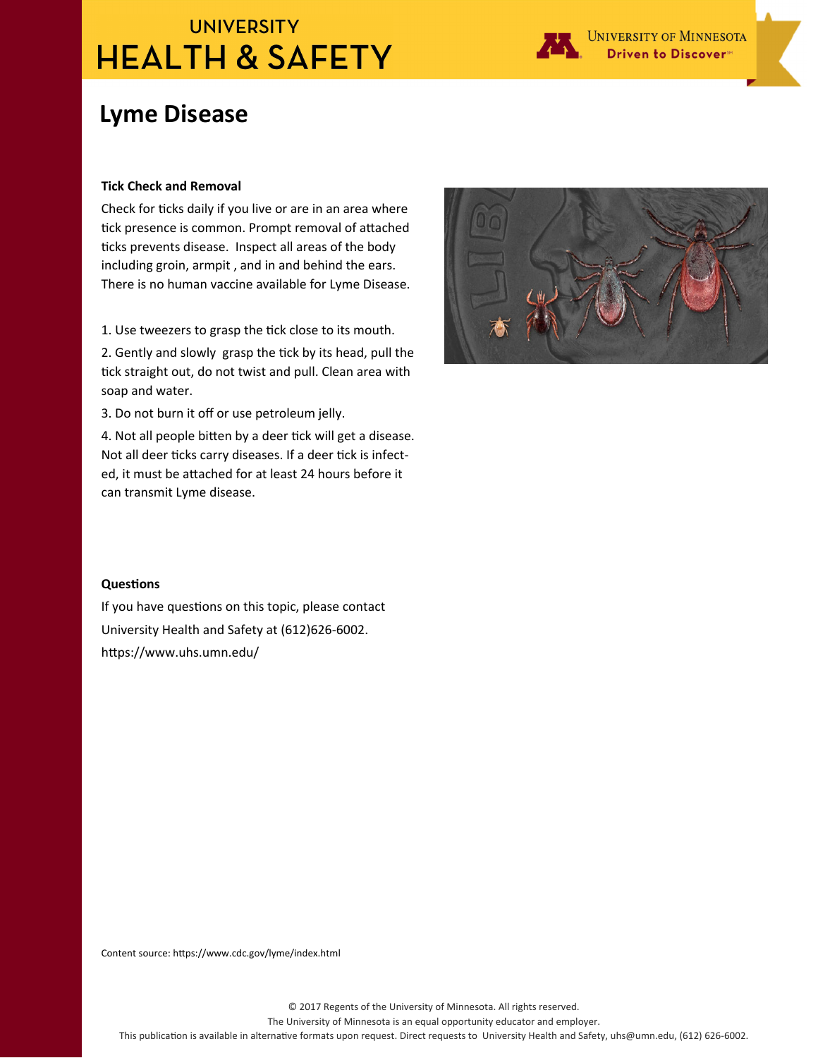# UNIVERSITY HEALTH & SAFETY

## Lyme Disease

### Tick Check and Removal

Check for ticks daily if you live or are in an area where tick presence is common. Prompt removal of attached ticks prevents disease. Inspect all areas of the body including groin, armpit , and in and behind the ears. There is no human vaccine available for Lyme Disease.

1. Use tweezers to grasp the tick close to its mouth.
2. Gently and slowly grasp the tick by its head, pull the tick straight out, do not twist and pull. Clean area with soap and water.
3. Do not burn it off or use petroleum jelly.
4. Not all people bitten by a deer tick will get a disease. Not all deer ticks carry diseases. If a deer tick is infected, it must be attached for at least 24 hours before it can transmit Lyme disease.

### Questions

If you have questions on this topic, please contact University Health and Safety at (612)626-6002.

https://www.uhs.umn.edu/

Content source: https://www.cdc.gov/lyme/index.html

© 2017 Regents of the University of Minnesota. All rights reserved.
The University of Minnesota is an equal opportunity educator and employer.
This publication is available in alternative formats upon request. Direct requests to University Health and Safety, uhs@umn.edu, (612) 626-6002.